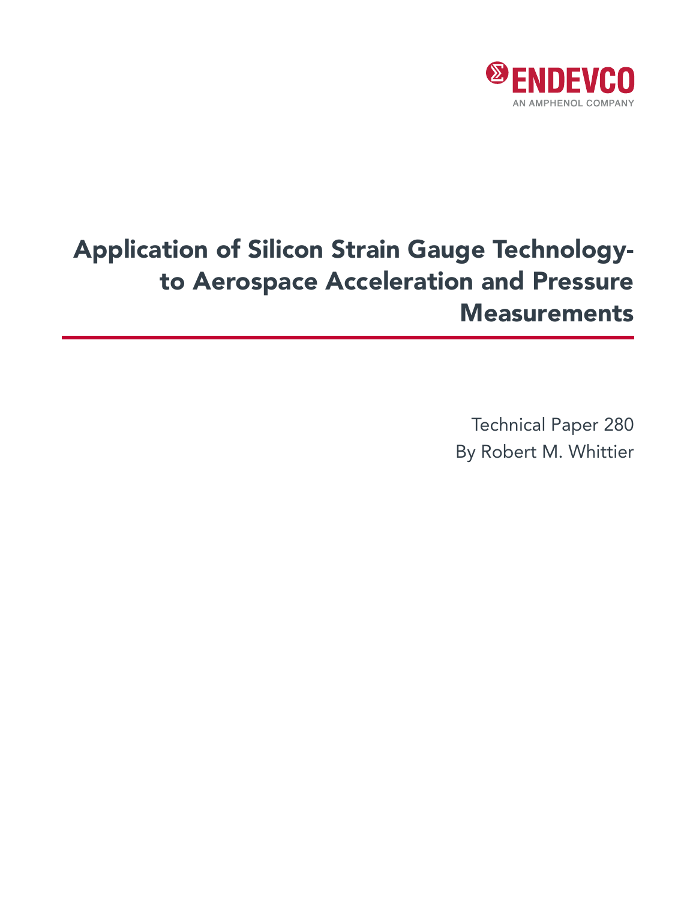ENDEVCO

AN AMPHENOL COMPANY

# Application of Silicon Strain Gauge Technology- to Aerospace Acceleration and Pressure Measurements

Technical Paper 280

By Robert M. Whittier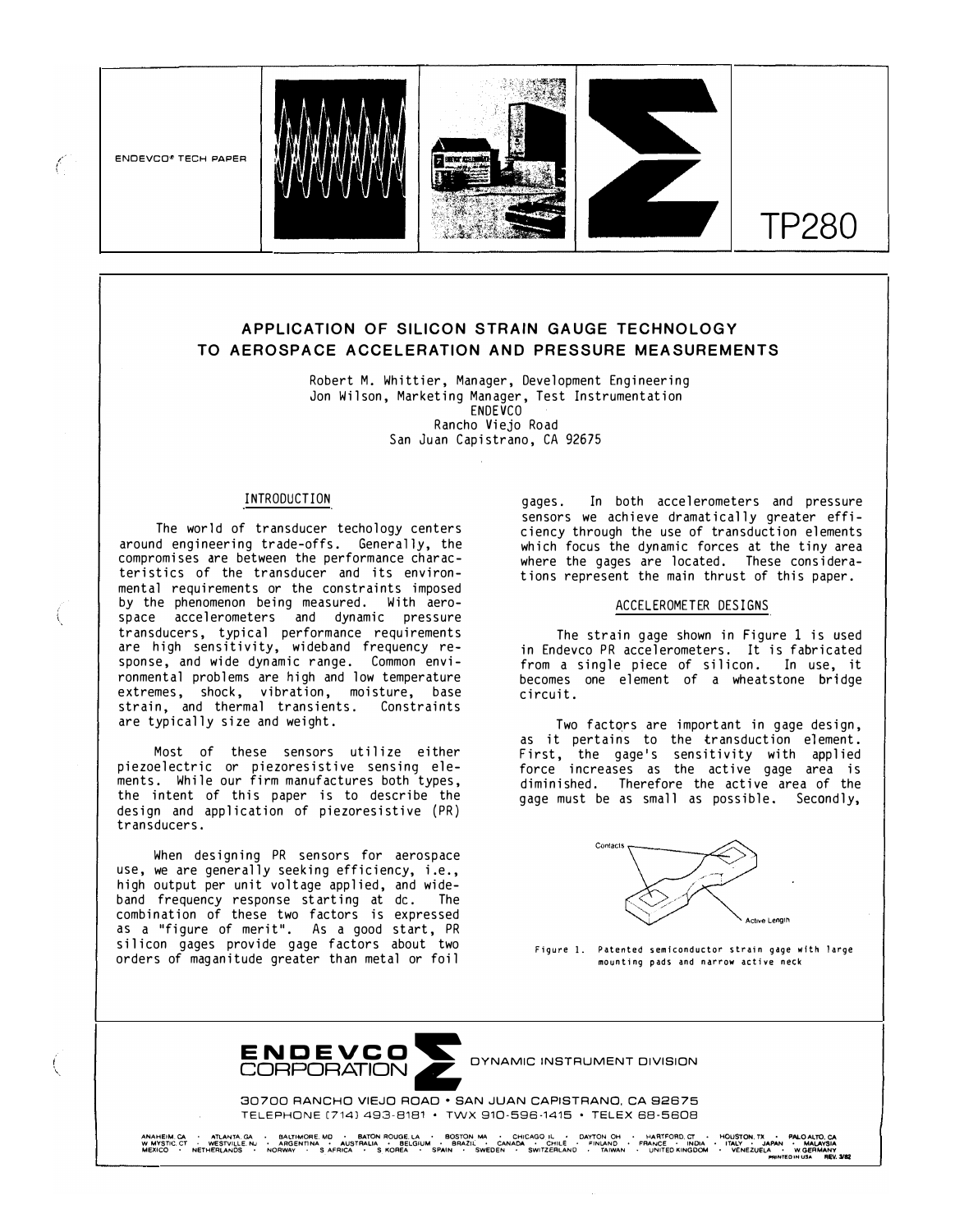ENDEVCO® TECH PAPER

TP280

## APPLICATION OF SILICON STRAIN GAUGE TECHNOLOGY TO AEROSPACE ACCELERATION AND PRESSURE MEASUREMENTS

Robert M. Whittier, Manager, Development Engineering
Jon Wilson, Marketing Manager, Test Instrumentation
ENDEVCO
Rancho Viejo Road
San Juan Capistrano, CA 92675

### INTRODUCTION

The world of transducer techology centers around engineering trade-offs. Generally, the compromises are between the performance characteristics of the transducer and its environmental requirements or the constraints imposed by the phenomenon being measured. With aerospace accelerometers and dynamic pressure transducers, typical performance requirements are high sensitivity, wideband frequency response, and wide dynamic range. Common environmental problems are high and low temperature extremes, shock, vibration, moisture, base strain, and thermal transients. Constraints are typically size and weight.

Most of these sensors utilize either piezoelectric or piezoresistive sensing elements. While our firm manufactures both types, the intent of this paper is to describe the design and application of piezoresistive (PR) transducers.

When designing PR sensors for aerospace use, we are generally seeking efficiency, i.e., high output per unit voltage applied, and wideband frequency response starting at dc. The combination of these two factors is expressed as a "figure of merit". As a good start, PR silicon gages provide gage factors about two orders of maganitude greater than metal or foil gages. In both accelerometers and pressure sensors we achieve dramatically greater efficiency through the use of transduction elements which focus the dynamic forces at the tiny area where the gages are located. These considerations represent the main thrust of this paper.

### ACCELEROMETER DESIGNS

The strain gage shown in Figure 1 is used in Endevco PR accelerometers. It is fabricated from a single piece of silicon. In use, it becomes one element of a wheatstone bridge circuit.

Two factors are important in gage design, as it pertains to the transduction element. First, the gage's sensitivity with applied force increases as the active gage area is diminished. Therefore the active area of the gage must be as small as possible. Secondly,

Contacts

Active Length

Figure 1. Patented semiconductor strain gage with large mounting pads and narrow active neck

ENDEVCO CORPORATION — DYNAMIC INSTRUMENT DIVISION

30700 RANCHO VIEJO ROAD • SAN JUAN CAPISTRANO, CA 92675
TELEPHONE (714) 493-8181 • TWX 910-596-1415 • TELEX 68-5608

ANAHEIM, CA • ATLANTA, GA • BALTIMORE, MD • BATON ROUGE, LA • BOSTON, MA • CHICAGO, IL • DAYTON, OH • HARTFORD, CT • HOUSTON, TX • PALO ALTO, CA
W. MYSTIC, CT • WESTVILLE, NJ • ARGENTINA • AUSTRALIA • BELGIUM • BRAZIL • CANADA • CHILE • FINLAND • FRANCE • INDIA • ITALY • JAPAN • MALAYSIA
MEXICO • NETHERLANDS • NORWAY • S AFRICA • S KOREA • SPAIN • SWEDEN • SWITZERLAND • TAIWAN • UNITED KINGDOM • VENEZUELA • W GERMANY
PRINTED IN USA REV. 3/82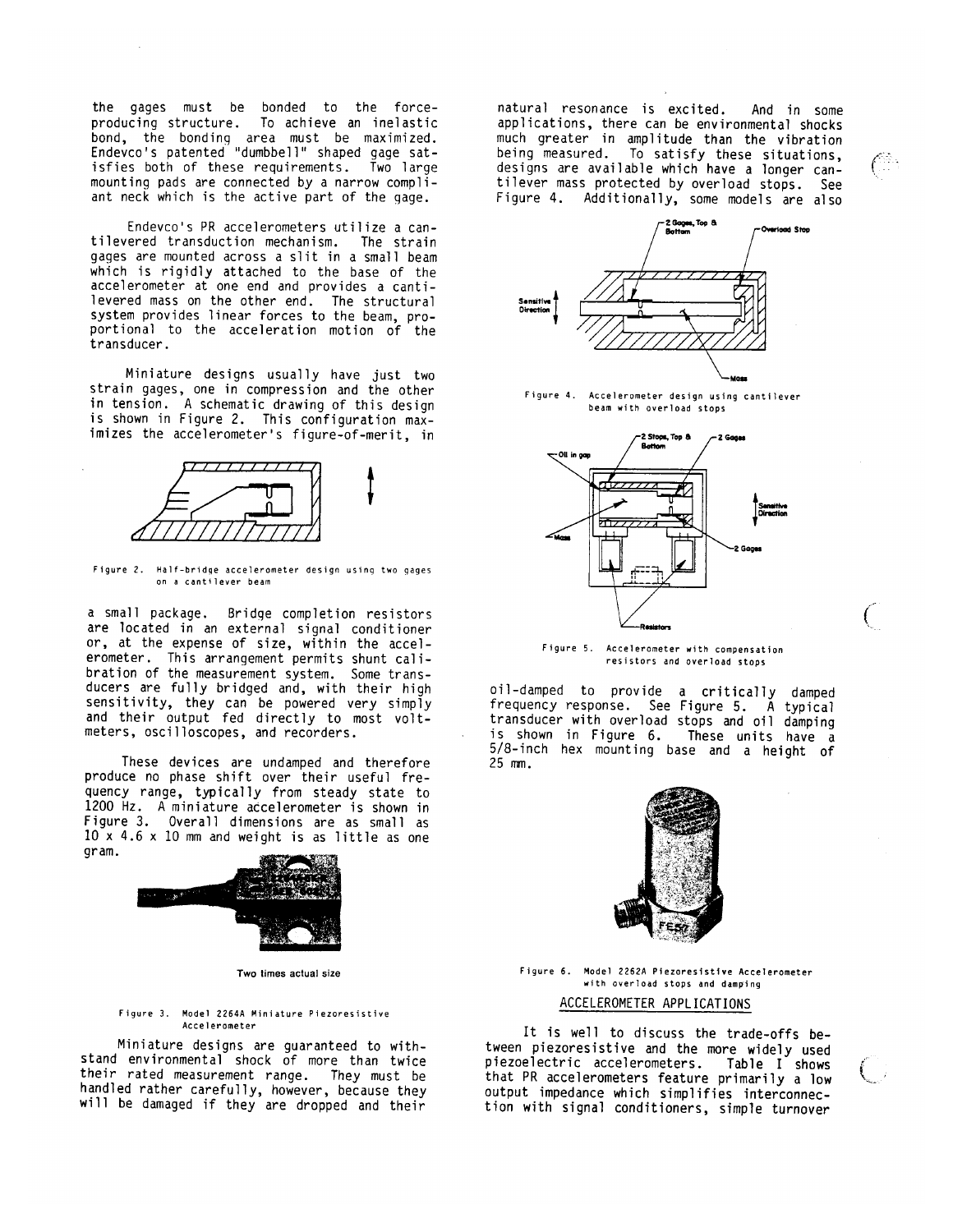the gages must be bonded to the force-producing structure. To achieve an inelastic bond, the bonding area must be maximized. Endevco's patented "dumbbell" shaped gage satisfies both of these requirements. Two large mounting pads are connected by a narrow compliant neck which is the active part of the gage.

Endevco's PR accelerometers utilize a cantilevered transduction mechanism. The strain gages are mounted across a slit in a small beam which is rigidly attached to the base of the accelerometer at one end and provides a cantilevered mass on the other end. The structural system provides linear forces to the beam, proportional to the acceleration motion of the transducer.

Miniature designs usually have just two strain gages, one in compression and the other in tension. A schematic drawing of this design is shown in Figure 2. This configuration maximizes the accelerometer's figure-of-merit, in a small package. Bridge completion resistors are located in an external signal conditioner or, at the expense of size, within the accelerometer. This arrangement permits shunt calibration of the measurement system. Some transducers are fully bridged and, with their high sensitivity, they can be powered very simply and their output fed directly to most voltmeters, oscilloscopes, and recorders.

Figure 2. Half-bridge accelerometer design using two gages on a cantilever beam

These devices are undamped and therefore produce no phase shift over their useful frequency range, typically from steady state to 1200 Hz. A miniature accelerometer is shown in Figure 3. Overall dimensions are as small as 10 x 4.6 x 10 mm and weight is as little as one gram.

Two times actual size

Figure 3. Model 2264A Miniature Piezoresistive Accelerometer

Miniature designs are guaranteed to withstand environmental shock of more than twice their rated measurement range. They must be handled rather carefully, however, because they will be damaged if they are dropped and their natural resonance is excited. And in some applications, there can be environmental shocks much greater in amplitude than the vibration being measured. To satisfy these situations, designs are available which have a longer cantilever mass protected by overload stops. See Figure 4. Additionally, some models are also oil-damped to provide a critically damped frequency response. See Figure 5. A typical transducer with overload stops and oil damping is shown in Figure 6. These units have a 5/8-inch hex mounting base and a height of 25 mm.

Figure 4. Accelerometer design using cantilever beam with overload stops

Figure 5. Accelerometer with compensation resistors and overload stops

Figure 6. Model 2262A Piezoresistive Accelerometer with overload stops and damping

## ACCELEROMETER APPLICATIONS

It is well to discuss the trade-offs between piezoresistive and the more widely used piezoelectric accelerometers. Table I shows that PR accelerometers feature primarily a low output impedance which simplifies interconnection with signal conditioners, simple turnover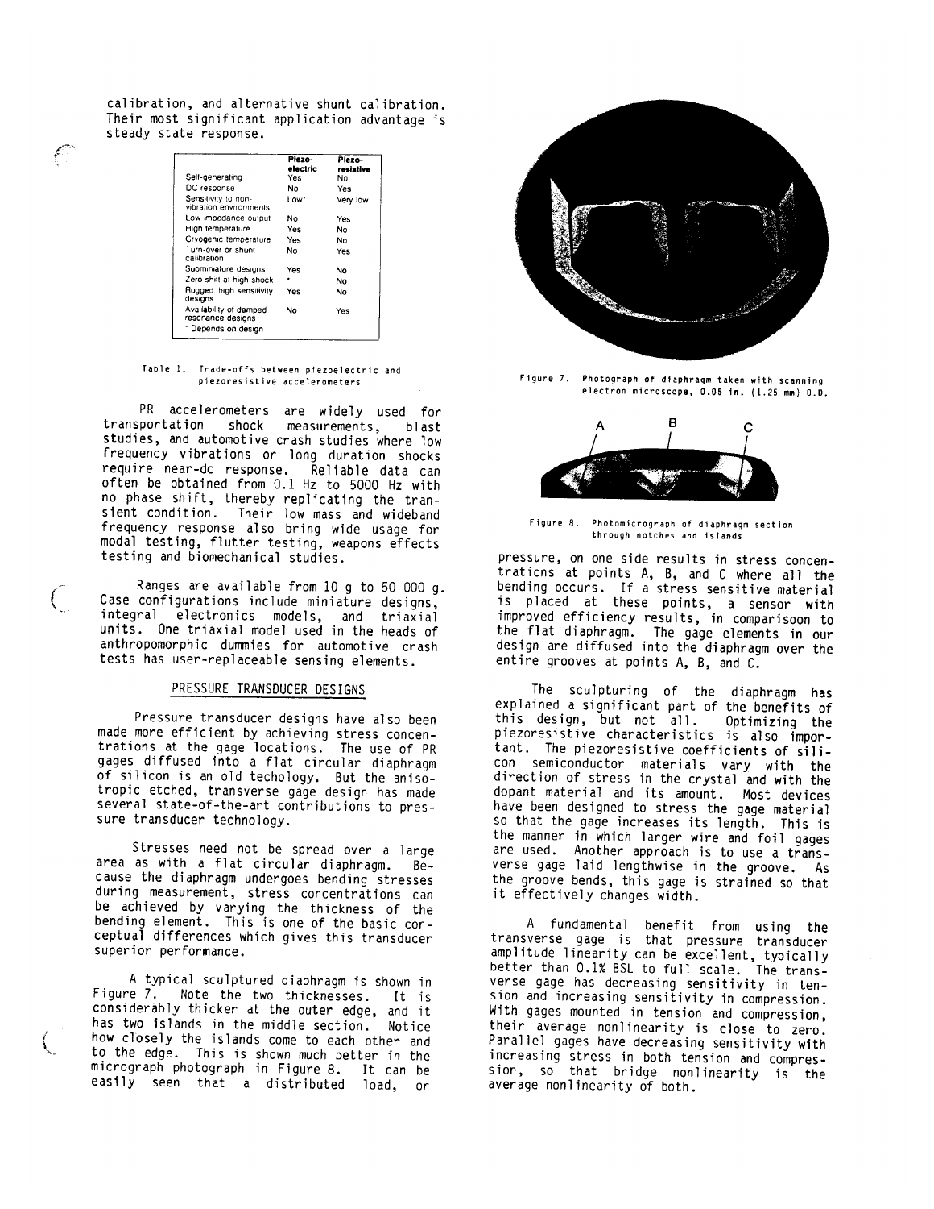calibration, and alternative shunt calibration. Their most significant application advantage is steady state response.

| | Piezo-electric | Piezo-resistive |
|---|---|---|
| Self-generating | Yes | No |
| DC response | No | Yes |
| Sensitivity to non-vibration environments | Low* | Very low |
| Low impedance output | No | Yes |
| High temperature | Yes | No |
| Cryogenic temperature | Yes | No |
| Turn-over or shunt calibration | No | Yes |
| Subminiature designs | Yes | No |
| Zero shift at high shock | * | No |
| Rugged, high sensitivity designs | Yes | No |
| Availability of damped resonance designs | No | Yes |

\* Depends on design

Table 1. Trade-offs between piezoelectric and piezoresistive accelerometers

PR accelerometers are widely used for transportation shock measurements, blast studies, and automotive crash studies where low frequency vibrations or long duration shocks require near-dc response. Reliable data can often be obtained from 0.1 Hz to 5000 Hz with no phase shift, thereby replicating the transient condition. Their low mass and wideband frequency response also bring wide usage for modal testing, flutter testing, weapons effects testing and biomechanical studies.

Ranges are available from 10 g to 50 000 g. Case configurations include miniature designs, integral electronics models, and triaxial units. One triaxial model used in the heads of anthropomorphic dummies for automotive crash tests has user-replaceable sensing elements.

## PRESSURE TRANSDUCER DESIGNS

Pressure transducer designs have also been made more efficient by achieving stress concentrations at the gage locations. The use of PR gages diffused into a flat circular diaphragm of silicon is an old techology. But the anisotropic etched, transverse gage design has made several state-of-the-art contributions to pressure transducer technology.

Stresses need not be spread over a large area as with a flat circular diaphragm. Because the diaphragm undergoes bending stresses during measurement, stress concentrations can be achieved by varying the thickness of the bending element. This is one of the basic conceptual differences which gives this transducer superior performance.

A typical sculptured diaphragm is shown in Figure 7. Note the two thicknesses. It is considerably thicker at the outer edge, and it has two islands in the middle section. Notice how closely the islands come to each other and to the edge. This is shown much better in the micrograph photograph in Figure 8. It can be easily seen that a distributed load, or

Figure 7. Photograph of diaphragm taken with scanning electron microscope, 0.05 in. (1.25 mm) O.D.

Figure 8. Photomicrograph of diaphragm section through notches and islands

pressure, on one side results in stress concentrations at points A, B, and C where all the bending occurs. If a stress sensitive material is placed at these points, a sensor with improved efficiency results, in comparisoon to the flat diaphragm. The gage elements in our design are diffused into the diaphragm over the entire grooves at points A, B, and C.

The sculpturing of the diaphragm has explained a significant part of the benefits of this design, but not all. Optimizing the piezoresistive characteristics is also important. The piezoresistive coefficients of silicon semiconductor materials vary with the direction of stress in the crystal and with the dopant material and its amount. Most devices have been designed to stress the gage material so that the gage increases its length. This is the manner in which larger wire and foil gages are used. Another approach is to use a transverse gage laid lengthwise in the groove. As the groove bends, this gage is strained so that it effectively changes width.

A fundamental benefit from using the transverse gage is that pressure transducer amplitude linearity can be excellent, typically better than 0.1% BSL to full scale. The transverse gage has decreasing sensitivity in tension and increasing sensitivity in compression. With gages mounted in tension and compression, their average nonlinearity is close to zero. Parallel gages have decreasing sensitivity with increasing stress in both tension and compression, so that bridge nonlinearity is the average nonlinearity of both.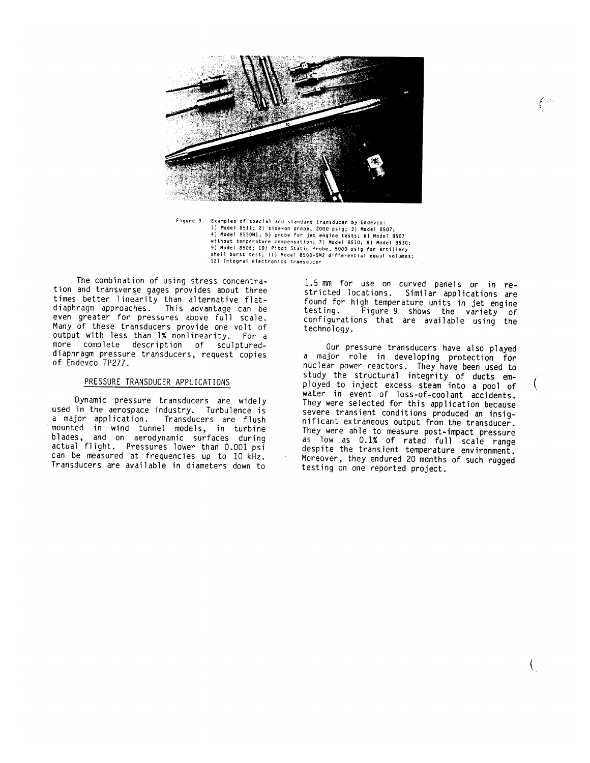Figure 9. Examples of special and standard transducer by Endevco: 1) Model 8511; 2) side-on probe, 2000 psig; 3) Model 8507; 4) Model 8550M1; 5) probe for jet engine tests; 6) Model 8507 without temperature compensation; 7) Model 8510; 8) Model 8530; 9) Model 8506; 10) Pitot Static Probe, 5000 psig for artillery shell burst test; 11) Model 8508-5M2 differential equal volumes; 12) Integral electronics transducer

The combination of using stress concentration and transverse gages provides about three times better linearity than alternative flat-diaphragm approaches. This advantage can be even greater for pressures above full scale. Many of these transducers provide one volt of output with less than 1% nonlinearity. For a more complete description of sculptured-diaphragm pressure transducers, request copies of Endevco TP277.

## PRESSURE TRANSDUCER APPLICATIONS

Dynamic pressure transducers are widely used in the aerospace industry. Turbulence is a major application. Transducers are flush mounted in wind tunnel models, in turbine blades, and on aerodynamic surfaces during actual flight. Pressures lower than 0.001 psi can be measured at frequencies up to 10 kHz. Transducers are available in diameters down to 1.5 mm for use on curved panels or in restricted locations. Similar applications are found for high temperature units in jet engine testing. Figure 9 shows the variety of configurations that are available using the technology.

Our pressure transducers have also played a major role in developing protection for nuclear power reactors. They have been used to study the structural integrity of ducts employed to inject excess steam into a pool of water in event of loss-of-coolant accidents. They were selected for this application because severe transient conditions produced an insignificant extraneous output from the transducer. They were able to measure post-impact pressure as low as 0.1% of rated full scale range despite the transient temperature environment. Moreover, they endured 20 months of such rugged testing on one reported project.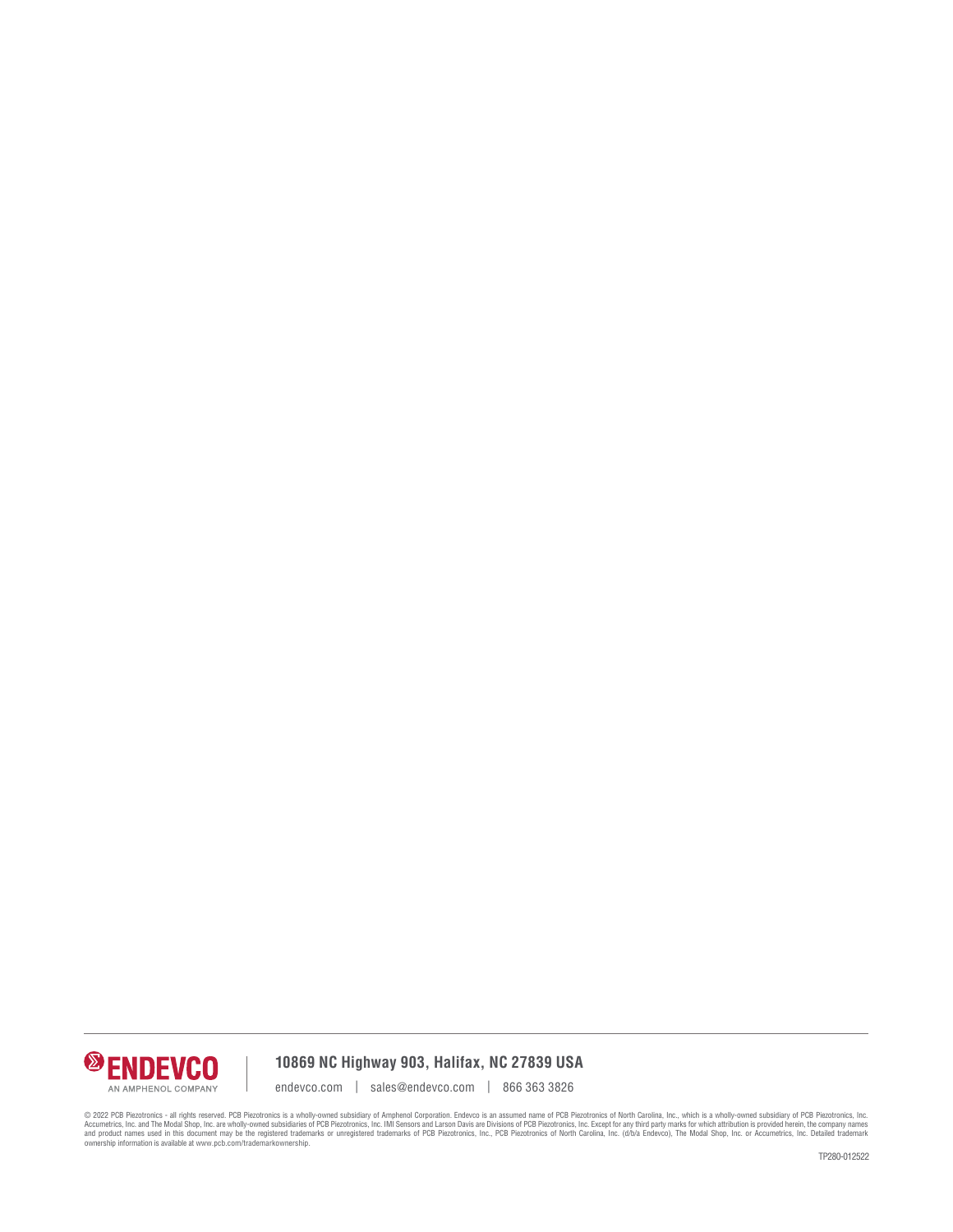ENDEVCO

AN AMPHENOL COMPANY

**10869 NC Highway 903, Halifax, NC 27839 USA**

endevco.com | sales@endevco.com | 866 363 3826

© 2022 PCB Piezotronics - all rights reserved. PCB Piezotronics is a wholly-owned subsidiary of Amphenol Corporation. Endevco is an assumed name of PCB Piezotronics of North Carolina, Inc., which is a wholly-owned subsidiary of PCB Piezotronics, Inc. Accumetrics, Inc. and The Modal Shop, Inc. are wholly-owned subsidiaries of PCB Piezotronics, Inc. IMI Sensors and Larson Davis are Divisions of PCB Piezotronics, Inc. Except for any third party marks for which attribution is provided herein, the company names and product names used in this document may be the registered trademarks or unregistered trademarks of PCB Piezotronics, Inc., PCB Piezotronics of North Carolina, Inc. (d/b/a Endevco), The Modal Shop, Inc. or Accumetrics, Inc. Detailed trademark ownership information is available at www.pcb.com/trademarkownership.

TP280-012522